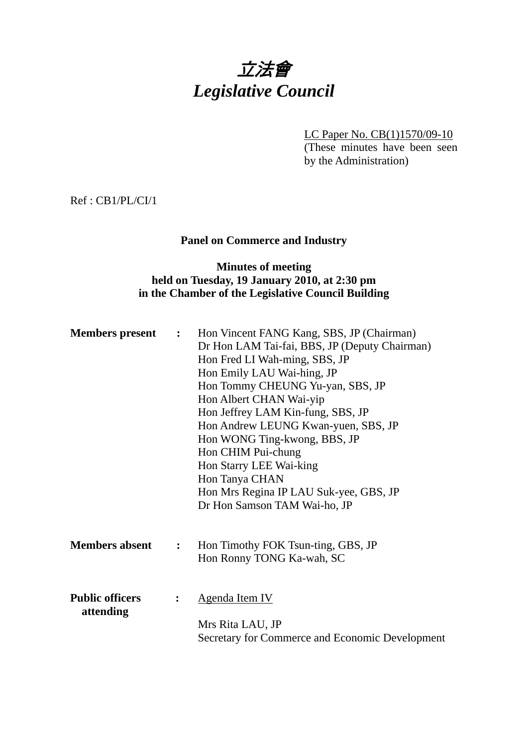# 立法會
# *Legislative Council*

LC Paper No. CB(1)1570/09-10
(These minutes have been seen by the Administration)

Ref : CB1/PL/CI/1

**Panel on Commerce and Industry**

**Minutes of meeting**
**held on Tuesday, 19 January 2010, at 2:30 pm**
**in the Chamber of the Legislative Council Building**

**Members present** :

Hon Vincent FANG Kang, SBS, JP (Chairman)
Dr Hon LAM Tai-fai, BBS, JP (Deputy Chairman)
Hon Fred LI Wah-ming, SBS, JP
Hon Emily LAU Wai-hing, JP
Hon Tommy CHEUNG Yu-yan, SBS, JP
Hon Albert CHAN Wai-yip
Hon Jeffrey LAM Kin-fung, SBS, JP
Hon Andrew LEUNG Kwan-yuen, SBS, JP
Hon WONG Ting-kwong, BBS, JP
Hon CHIM Pui-chung
Hon Starry LEE Wai-king
Hon Tanya CHAN
Hon Mrs Regina IP LAU Suk-yee, GBS, JP
Dr Hon Samson TAM Wai-ho, JP

**Members absent** :

Hon Timothy FOK Tsun-ting, GBS, JP
Hon Ronny TONG Ka-wah, SC

**Public officers attending** :

Agenda Item IV

Mrs Rita LAU, JP
Secretary for Commerce and Economic Development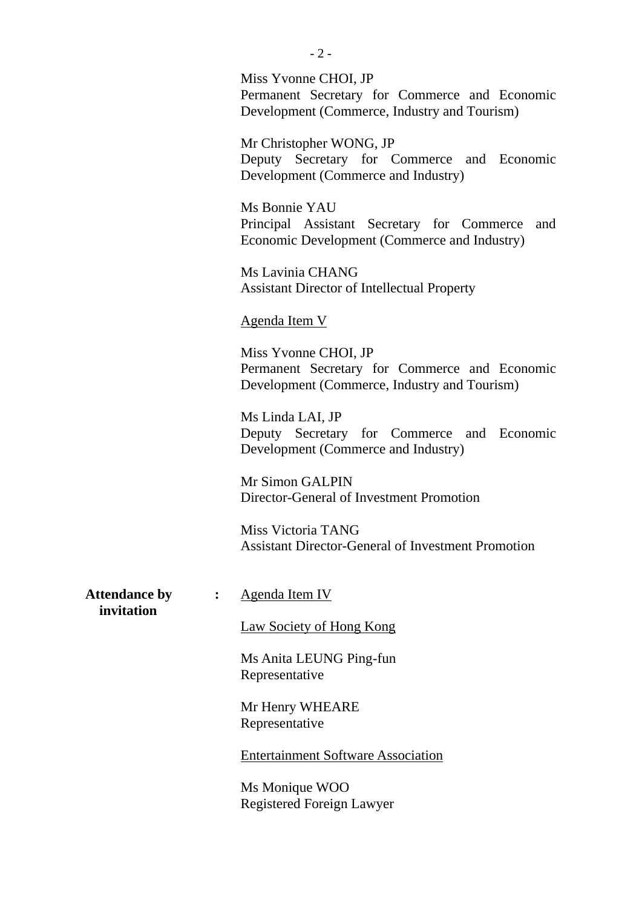Miss Yvonne CHOI, JP
Permanent Secretary for Commerce and Economic Development (Commerce, Industry and Tourism)

Mr Christopher WONG, JP
Deputy Secretary for Commerce and Economic Development (Commerce and Industry)

Ms Bonnie YAU
Principal Assistant Secretary for Commerce and Economic Development (Commerce and Industry)

Ms Lavinia CHANG
Assistant Director of Intellectual Property

<u>Agenda Item V</u>

Miss Yvonne CHOI, JP
Permanent Secretary for Commerce and Economic Development (Commerce, Industry and Tourism)

Ms Linda LAI, JP
Deputy Secretary for Commerce and Economic Development (Commerce and Industry)

Mr Simon GALPIN
Director-General of Investment Promotion

Miss Victoria TANG
Assistant Director-General of Investment Promotion

**Attendance by invitation** : <u>Agenda Item IV</u>

<u>Law Society of Hong Kong</u>

Ms Anita LEUNG Ping-fun
Representative

Mr Henry WHEARE
Representative

<u>Entertainment Software Association</u>

Ms Monique WOO
Registered Foreign Lawyer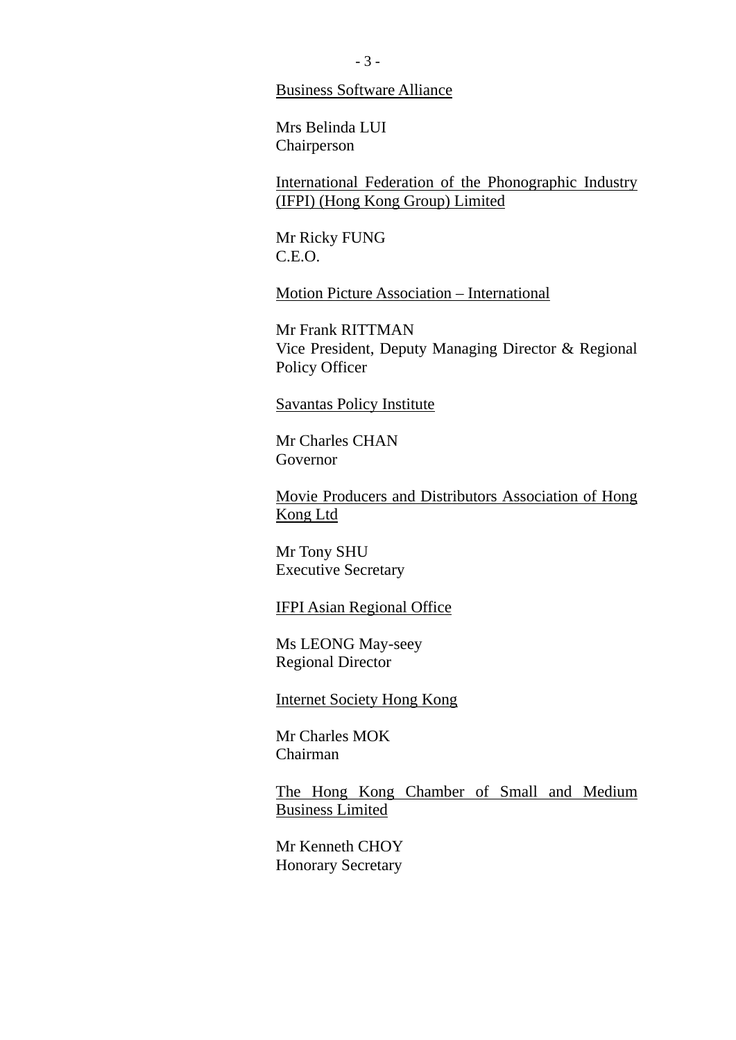<u>Business Software Alliance</u>

Mrs Belinda LUI
Chairperson

<u>International Federation of the Phonographic Industry (IFPI) (Hong Kong Group) Limited</u>

Mr Ricky FUNG
C.E.O.

<u>Motion Picture Association – International</u>

Mr Frank RITTMAN
Vice President, Deputy Managing Director & Regional Policy Officer

<u>Savantas Policy Institute</u>

Mr Charles CHAN
Governor

<u>Movie Producers and Distributors Association of Hong Kong Ltd</u>

Mr Tony SHU
Executive Secretary

<u>IFPI Asian Regional Office</u>

Ms LEONG May-seey
Regional Director

<u>Internet Society Hong Kong</u>

Mr Charles MOK
Chairman

<u>The Hong Kong Chamber of Small and Medium Business Limited</u>

Mr Kenneth CHOY
Honorary Secretary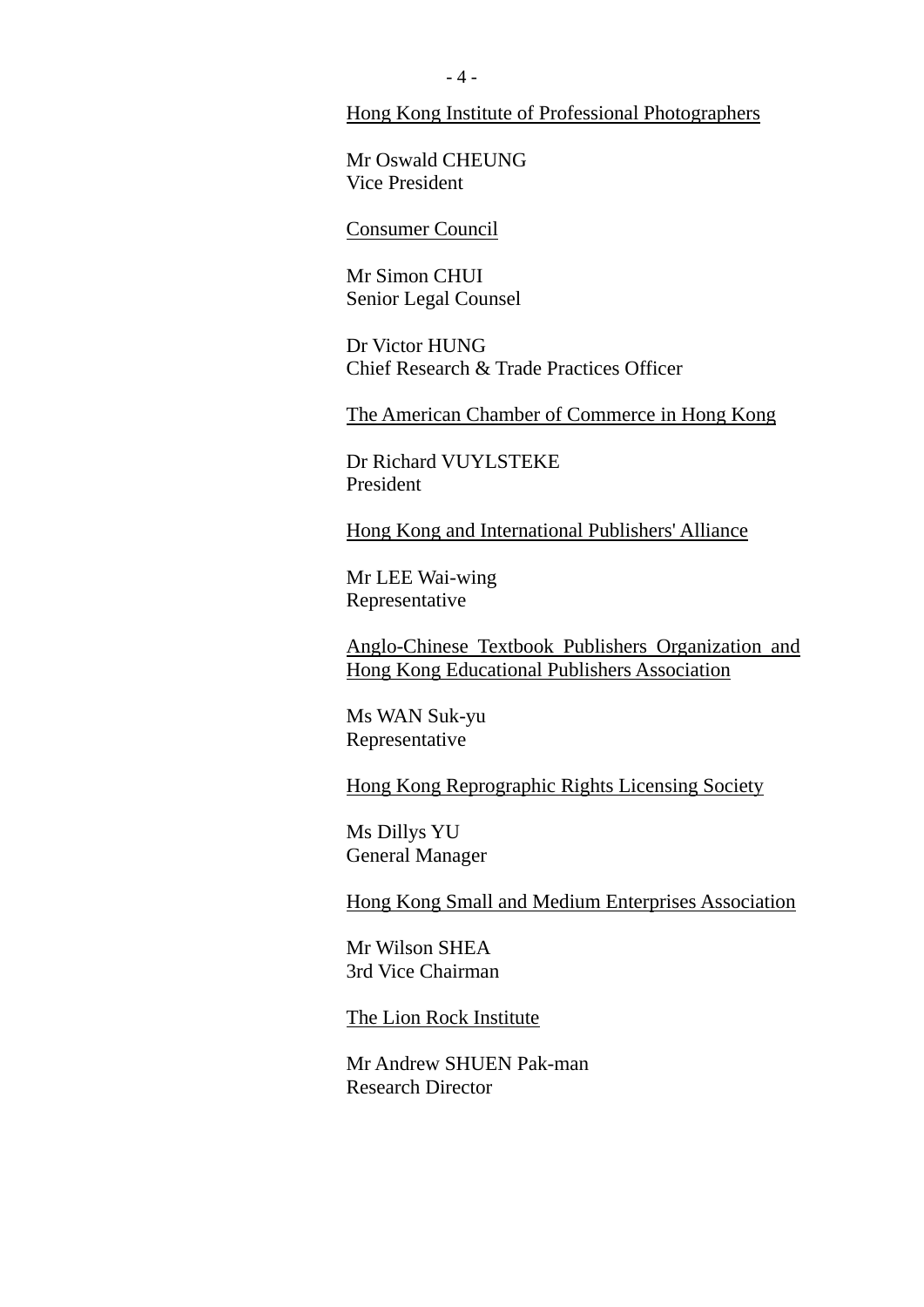<u>Hong Kong Institute of Professional Photographers</u>

Mr Oswald CHEUNG
Vice President

<u>Consumer Council</u>

Mr Simon CHUI
Senior Legal Counsel

Dr Victor HUNG
Chief Research & Trade Practices Officer

<u>The American Chamber of Commerce in Hong Kong</u>

Dr Richard VUYLSTEKE
President

<u>Hong Kong and International Publishers' Alliance</u>

Mr LEE Wai-wing
Representative

<u>Anglo-Chinese Textbook Publishers Organization and Hong Kong Educational Publishers Association</u>

Ms WAN Suk-yu
Representative

<u>Hong Kong Reprographic Rights Licensing Society</u>

Ms Dillys YU
General Manager

<u>Hong Kong Small and Medium Enterprises Association</u>

Mr Wilson SHEA
3rd Vice Chairman

<u>The Lion Rock Institute</u>

Mr Andrew SHUEN Pak-man
Research Director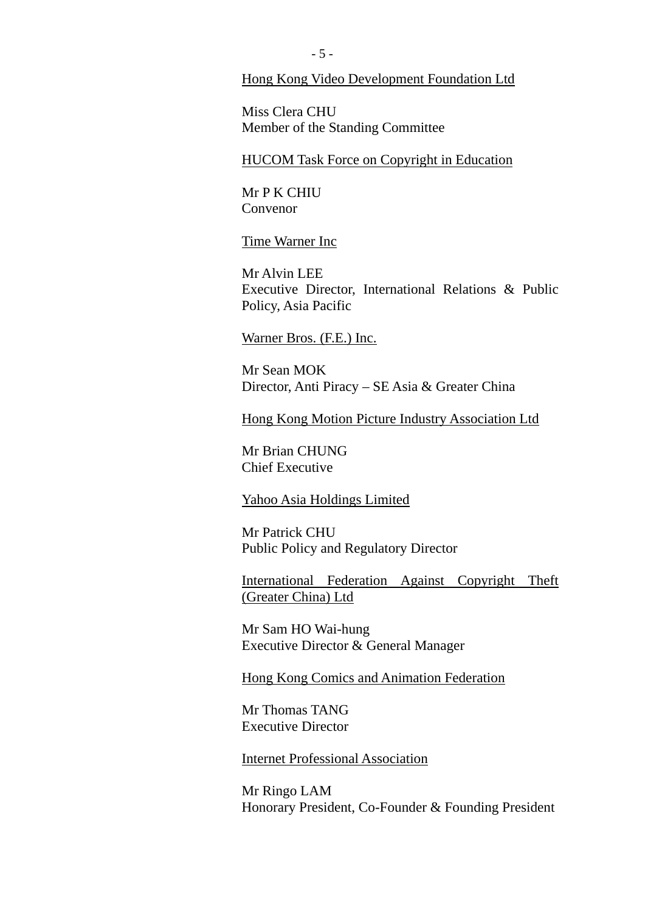<u>Hong Kong Video Development Foundation Ltd</u>

Miss Clera CHU
Member of the Standing Committee

<u>HUCOM Task Force on Copyright in Education</u>

Mr P K CHIU
Convenor

<u>Time Warner Inc</u>

Mr Alvin LEE
Executive Director, International Relations & Public Policy, Asia Pacific

<u>Warner Bros. (F.E.) Inc.</u>

Mr Sean MOK
Director, Anti Piracy – SE Asia & Greater China

<u>Hong Kong Motion Picture Industry Association Ltd</u>

Mr Brian CHUNG
Chief Executive

<u>Yahoo Asia Holdings Limited</u>

Mr Patrick CHU
Public Policy and Regulatory Director

<u>International Federation Against Copyright Theft (Greater China) Ltd</u>

Mr Sam HO Wai-hung
Executive Director & General Manager

<u>Hong Kong Comics and Animation Federation</u>

Mr Thomas TANG
Executive Director

<u>Internet Professional Association</u>

Mr Ringo LAM
Honorary President, Co-Founder & Founding President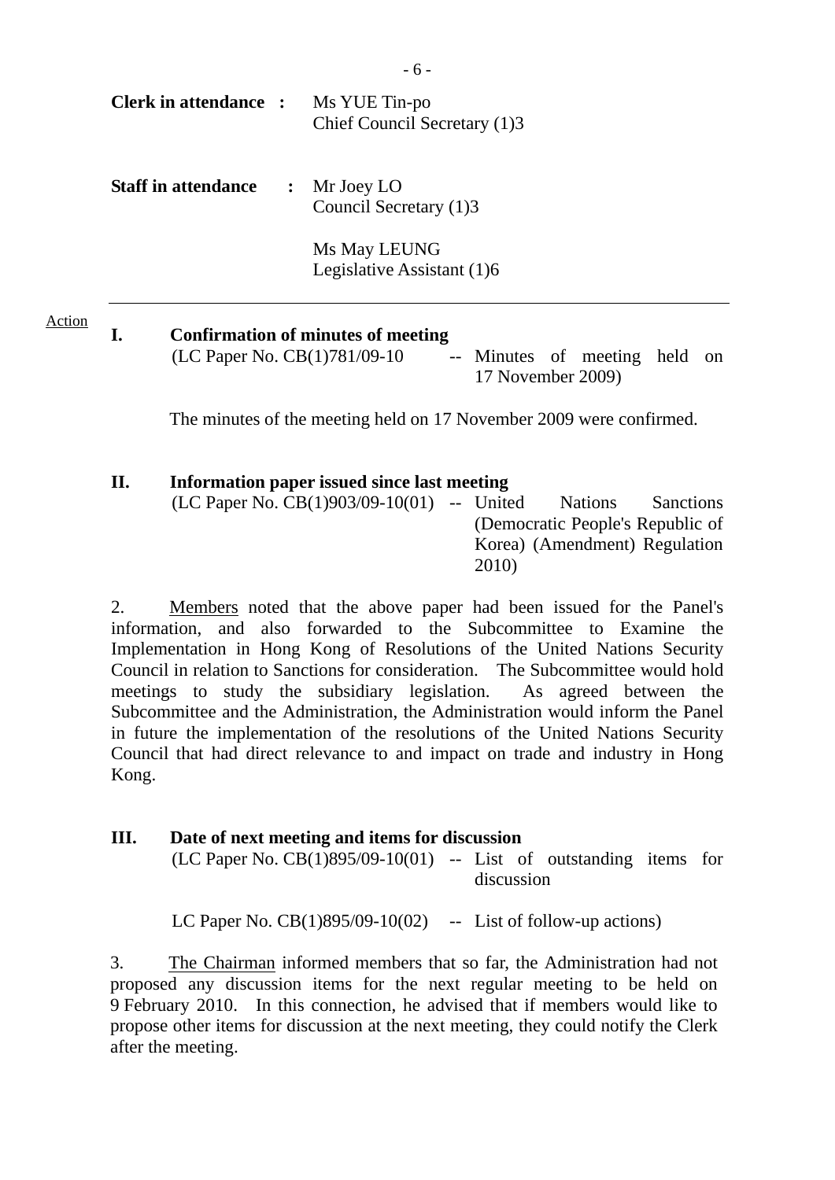**Clerk in attendance :** Ms YUE Tin-po
Chief Council Secretary (1)3

**Staff in attendance :** Mr Joey LO
Council Secretary (1)3

Ms May LEUNG
Legislative Assistant (1)6

---

Action

**I. Confirmation of minutes of meeting**

(LC Paper No. CB(1)781/09-10 -- Minutes of meeting held on 17 November 2009)

The minutes of the meeting held on 17 November 2009 were confirmed.

**II. Information paper issued since last meeting**

(LC Paper No. CB(1)903/09-10(01) -- United Nations Sanctions (Democratic People's Republic of Korea) (Amendment) Regulation 2010)

2. Members noted that the above paper had been issued for the Panel's information, and also forwarded to the Subcommittee to Examine the Implementation in Hong Kong of Resolutions of the United Nations Security Council in relation to Sanctions for consideration. The Subcommittee would hold meetings to study the subsidiary legislation. As agreed between the Subcommittee and the Administration, the Administration would inform the Panel in future the implementation of the resolutions of the United Nations Security Council that had direct relevance to and impact on trade and industry in Hong Kong.

**III. Date of next meeting and items for discussion**

(LC Paper No. CB(1)895/09-10(01) -- List of outstanding items for discussion

LC Paper No. CB(1)895/09-10(02) -- List of follow-up actions)

3. The Chairman informed members that so far, the Administration had not proposed any discussion items for the next regular meeting to be held on 9 February 2010. In this connection, he advised that if members would like to propose other items for discussion at the next meeting, they could notify the Clerk after the meeting.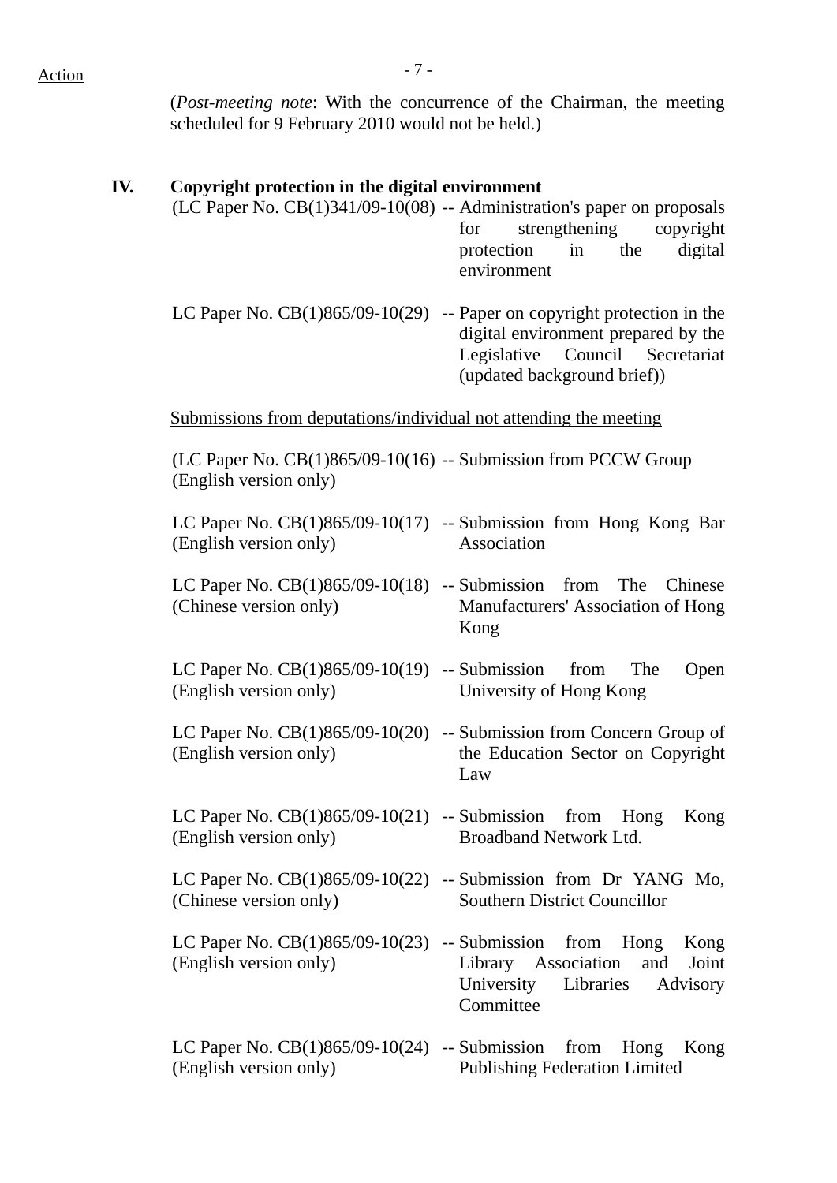(*Post-meeting note*: With the concurrence of the Chairman, the meeting scheduled for 9 February 2010 would not be held.)

**IV. Copyright protection in the digital environment**

(LC Paper No. CB(1)341/09-10(08) -- Administration's paper on proposals for strengthening copyright protection in the digital environment

LC Paper No. CB(1)865/09-10(29) -- Paper on copyright protection in the digital environment prepared by the Legislative Council Secretariat (updated background brief))

<u>Submissions from deputations/individual not attending the meeting</u>

(LC Paper No. CB(1)865/09-10(16) (English version only) -- Submission from PCCW Group

LC Paper No. CB(1)865/09-10(17) (English version only) -- Submission from Hong Kong Bar Association

LC Paper No. CB(1)865/09-10(18) (Chinese version only) -- Submission from The Chinese Manufacturers' Association of Hong Kong

LC Paper No. CB(1)865/09-10(19) (English version only) -- Submission from The Open University of Hong Kong

LC Paper No. CB(1)865/09-10(20) (English version only) -- Submission from Concern Group of the Education Sector on Copyright Law

LC Paper No. CB(1)865/09-10(21) (English version only) -- Submission from Hong Kong Broadband Network Ltd.

LC Paper No. CB(1)865/09-10(22) (Chinese version only) -- Submission from Dr YANG Mo, Southern District Councillor

LC Paper No. CB(1)865/09-10(23) (English version only) -- Submission from Hong Kong Library Association and Joint University Libraries Advisory Committee

LC Paper No. CB(1)865/09-10(24) (English version only) -- Submission from Hong Kong Publishing Federation Limited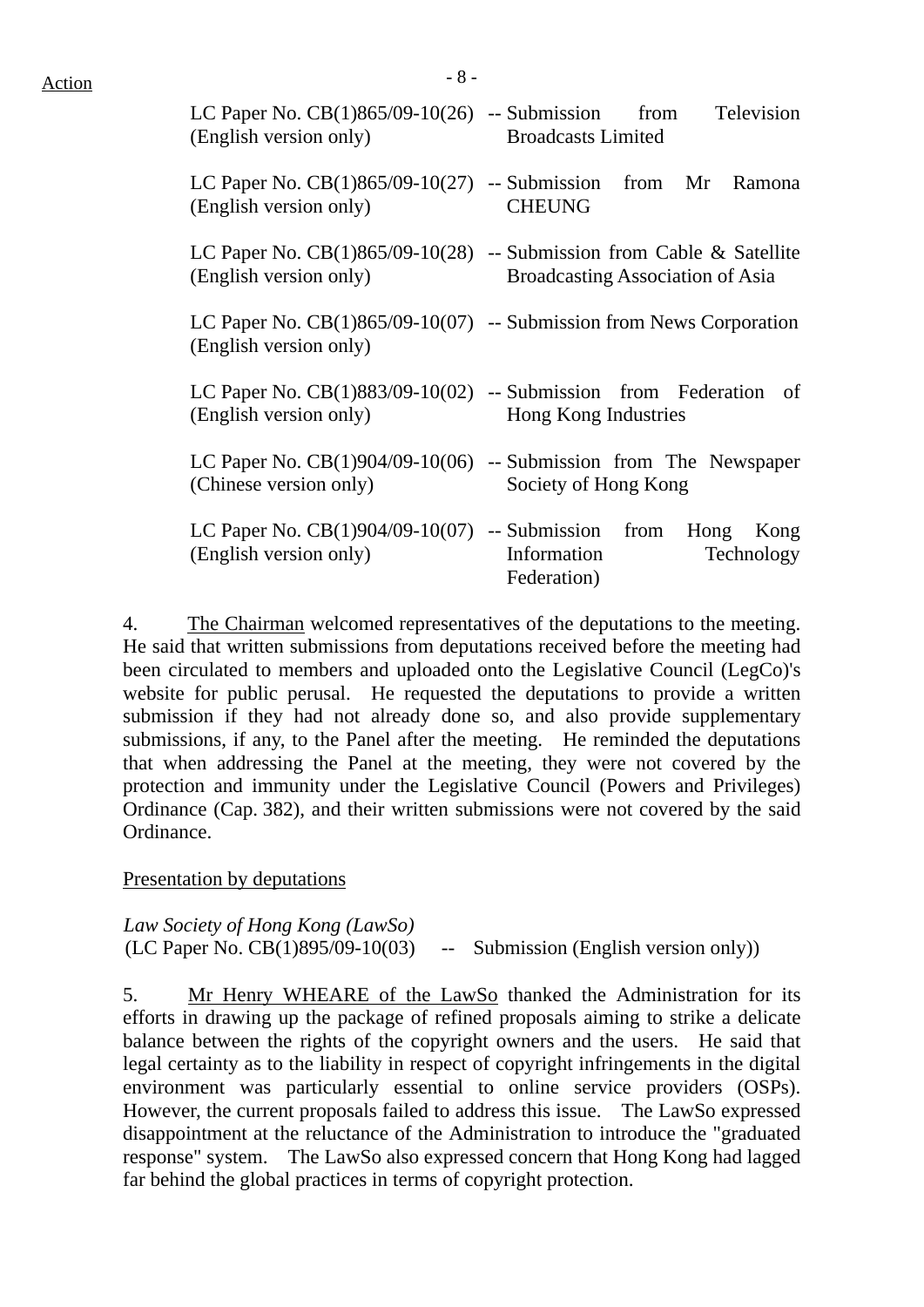Action

| | |
|---|---|
| LC Paper No. CB(1)865/09-10(26) (English version only) | -- Submission from Television Broadcasts Limited |
| LC Paper No. CB(1)865/09-10(27) (English version only) | -- Submission from Mr Ramona CHEUNG |
| LC Paper No. CB(1)865/09-10(28) (English version only) | -- Submission from Cable & Satellite Broadcasting Association of Asia |
| LC Paper No. CB(1)865/09-10(07) (English version only) | -- Submission from News Corporation |
| LC Paper No. CB(1)883/09-10(02) (English version only) | -- Submission from Federation of Hong Kong Industries |
| LC Paper No. CB(1)904/09-10(06) (Chinese version only) | -- Submission from The Newspaper Society of Hong Kong |
| LC Paper No. CB(1)904/09-10(07) (English version only) | -- Submission from Hong Kong Information Technology Federation) |

4. The Chairman welcomed representatives of the deputations to the meeting. He said that written submissions from deputations received before the meeting had been circulated to members and uploaded onto the Legislative Council (LegCo)'s website for public perusal. He requested the deputations to provide a written submission if they had not already done so, and also provide supplementary submissions, if any, to the Panel after the meeting. He reminded the deputations that when addressing the Panel at the meeting, they were not covered by the protection and immunity under the Legislative Council (Powers and Privileges) Ordinance (Cap. 382), and their written submissions were not covered by the said Ordinance.

Presentation by deputations

*Law Society of Hong Kong (LawSo)*
(LC Paper No. CB(1)895/09-10(03) -- Submission (English version only))

5. Mr Henry WHEARE of the LawSo thanked the Administration for its efforts in drawing up the package of refined proposals aiming to strike a delicate balance between the rights of the copyright owners and the users. He said that legal certainty as to the liability in respect of copyright infringements in the digital environment was particularly essential to online service providers (OSPs). However, the current proposals failed to address this issue. The LawSo expressed disappointment at the reluctance of the Administration to introduce the "graduated response" system. The LawSo also expressed concern that Hong Kong had lagged far behind the global practices in terms of copyright protection.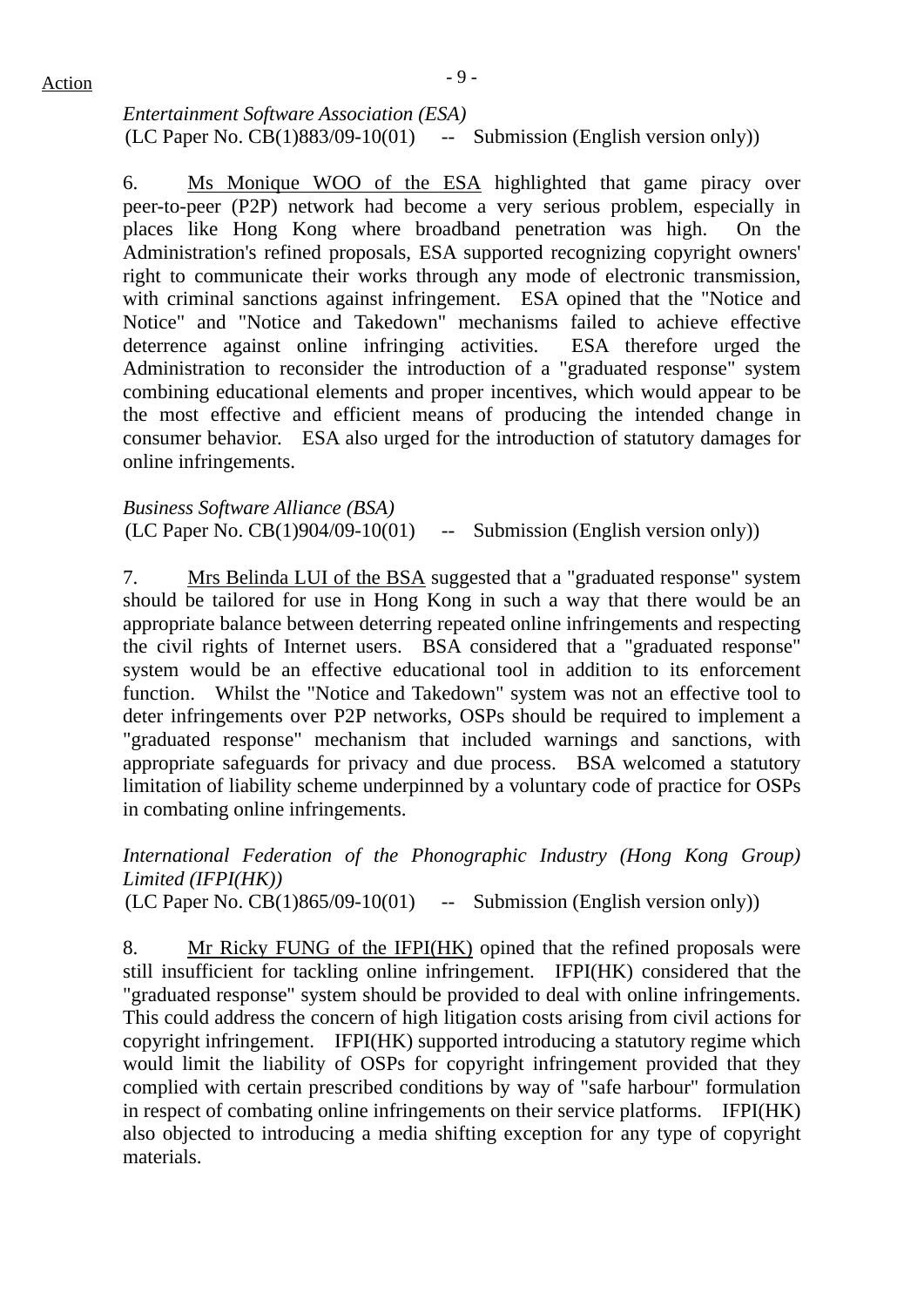*Entertainment Software Association (ESA)*
(LC Paper No. CB(1)883/09-10(01) -- Submission (English version only))

6. Ms Monique WOO of the ESA highlighted that game piracy over peer-to-peer (P2P) network had become a very serious problem, especially in places like Hong Kong where broadband penetration was high. On the Administration's refined proposals, ESA supported recognizing copyright owners' right to communicate their works through any mode of electronic transmission, with criminal sanctions against infringement. ESA opined that the "Notice and Notice" and "Notice and Takedown" mechanisms failed to achieve effective deterrence against online infringing activities. ESA therefore urged the Administration to reconsider the introduction of a "graduated response" system combining educational elements and proper incentives, which would appear to be the most effective and efficient means of producing the intended change in consumer behavior. ESA also urged for the introduction of statutory damages for online infringements.

*Business Software Alliance (BSA)*
(LC Paper No. CB(1)904/09-10(01) -- Submission (English version only))

7. Mrs Belinda LUI of the BSA suggested that a "graduated response" system should be tailored for use in Hong Kong in such a way that there would be an appropriate balance between deterring repeated online infringements and respecting the civil rights of Internet users. BSA considered that a "graduated response" system would be an effective educational tool in addition to its enforcement function. Whilst the "Notice and Takedown" system was not an effective tool to deter infringements over P2P networks, OSPs should be required to implement a "graduated response" mechanism that included warnings and sanctions, with appropriate safeguards for privacy and due process. BSA welcomed a statutory limitation of liability scheme underpinned by a voluntary code of practice for OSPs in combating online infringements.

*International Federation of the Phonographic Industry (Hong Kong Group) Limited (IFPI(HK))*
(LC Paper No. CB(1)865/09-10(01) -- Submission (English version only))

8. Mr Ricky FUNG of the IFPI(HK) opined that the refined proposals were still insufficient for tackling online infringement. IFPI(HK) considered that the "graduated response" system should be provided to deal with online infringements. This could address the concern of high litigation costs arising from civil actions for copyright infringement. IFPI(HK) supported introducing a statutory regime which would limit the liability of OSPs for copyright infringement provided that they complied with certain prescribed conditions by way of "safe harbour" formulation in respect of combating online infringements on their service platforms. IFPI(HK) also objected to introducing a media shifting exception for any type of copyright materials.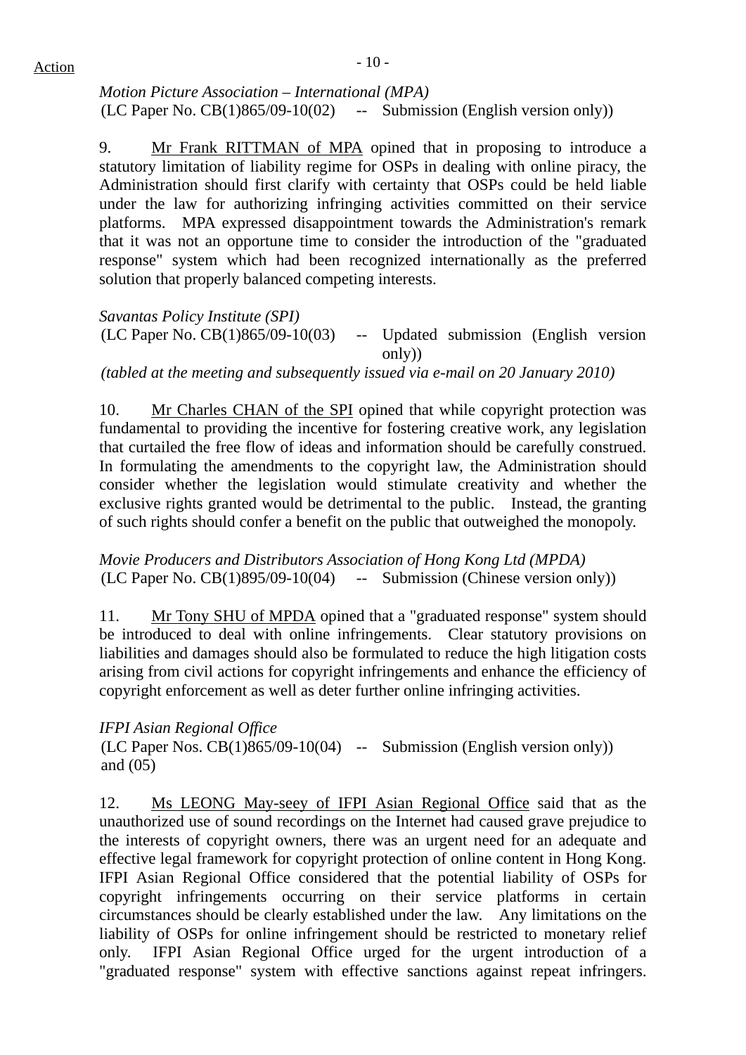Action

*Motion Picture Association – International (MPA)*
(LC Paper No. CB(1)865/09-10(02) -- Submission (English version only))

9. Mr Frank RITTMAN of MPA opined that in proposing to introduce a statutory limitation of liability regime for OSPs in dealing with online piracy, the Administration should first clarify with certainty that OSPs could be held liable under the law for authorizing infringing activities committed on their service platforms. MPA expressed disappointment towards the Administration's remark that it was not an opportune time to consider the introduction of the "graduated response" system which had been recognized internationally as the preferred solution that properly balanced competing interests.

*Savantas Policy Institute (SPI)*
(LC Paper No. CB(1)865/09-10(03) -- Updated submission (English version only))
*(tabled at the meeting and subsequently issued via e-mail on 20 January 2010)*

10. Mr Charles CHAN of the SPI opined that while copyright protection was fundamental to providing the incentive for fostering creative work, any legislation that curtailed the free flow of ideas and information should be carefully construed. In formulating the amendments to the copyright law, the Administration should consider whether the legislation would stimulate creativity and whether the exclusive rights granted would be detrimental to the public. Instead, the granting of such rights should confer a benefit on the public that outweighed the monopoly.

*Movie Producers and Distributors Association of Hong Kong Ltd (MPDA)*
(LC Paper No. CB(1)895/09-10(04) -- Submission (Chinese version only))

11. Mr Tony SHU of MPDA opined that a "graduated response" system should be introduced to deal with online infringements. Clear statutory provisions on liabilities and damages should also be formulated to reduce the high litigation costs arising from civil actions for copyright infringements and enhance the efficiency of copyright enforcement as well as deter further online infringing activities.

*IFPI Asian Regional Office*
(LC Paper Nos. CB(1)865/09-10(04) -- Submission (English version only)) and (05)

12. Ms LEONG May-seey of IFPI Asian Regional Office said that as the unauthorized use of sound recordings on the Internet had caused grave prejudice to the interests of copyright owners, there was an urgent need for an adequate and effective legal framework for copyright protection of online content in Hong Kong. IFPI Asian Regional Office considered that the potential liability of OSPs for copyright infringements occurring on their service platforms in certain circumstances should be clearly established under the law. Any limitations on the liability of OSPs for online infringement should be restricted to monetary relief only. IFPI Asian Regional Office urged for the urgent introduction of a "graduated response" system with effective sanctions against repeat infringers.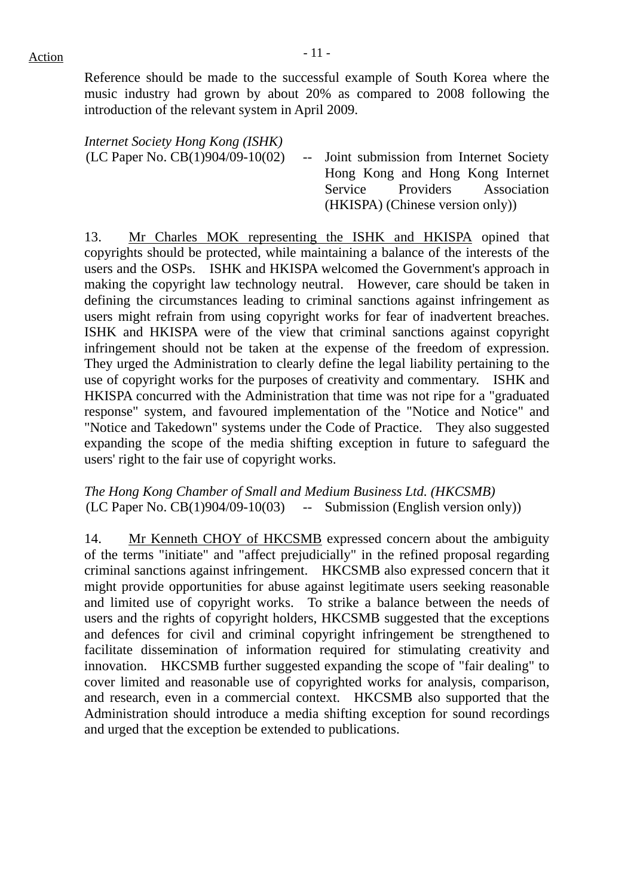Reference should be made to the successful example of South Korea where the music industry had grown by about 20% as compared to 2008 following the introduction of the relevant system in April 2009.

*Internet Society Hong Kong (ISHK)*
(LC Paper No. CB(1)904/09-10(02) -- Joint submission from Internet Society Hong Kong and Hong Kong Internet Service Providers Association (HKISPA) (Chinese version only))

13. Mr Charles MOK representing the ISHK and HKISPA opined that copyrights should be protected, while maintaining a balance of the interests of the users and the OSPs. ISHK and HKISPA welcomed the Government's approach in making the copyright law technology neutral. However, care should be taken in defining the circumstances leading to criminal sanctions against infringement as users might refrain from using copyright works for fear of inadvertent breaches. ISHK and HKISPA were of the view that criminal sanctions against copyright infringement should not be taken at the expense of the freedom of expression. They urged the Administration to clearly define the legal liability pertaining to the use of copyright works for the purposes of creativity and commentary. ISHK and HKISPA concurred with the Administration that time was not ripe for a "graduated response" system, and favoured implementation of the "Notice and Notice" and "Notice and Takedown" systems under the Code of Practice. They also suggested expanding the scope of the media shifting exception in future to safeguard the users' right to the fair use of copyright works.

*The Hong Kong Chamber of Small and Medium Business Ltd. (HKCSMB)*
(LC Paper No. CB(1)904/09-10(03) -- Submission (English version only))

14. Mr Kenneth CHOY of HKCSMB expressed concern about the ambiguity of the terms "initiate" and "affect prejudicially" in the refined proposal regarding criminal sanctions against infringement. HKCSMB also expressed concern that it might provide opportunities for abuse against legitimate users seeking reasonable and limited use of copyright works. To strike a balance between the needs of users and the rights of copyright holders, HKCSMB suggested that the exceptions and defences for civil and criminal copyright infringement be strengthened to facilitate dissemination of information required for stimulating creativity and innovation. HKCSMB further suggested expanding the scope of "fair dealing" to cover limited and reasonable use of copyrighted works for analysis, comparison, and research, even in a commercial context. HKCSMB also supported that the Administration should introduce a media shifting exception for sound recordings and urged that the exception be extended to publications.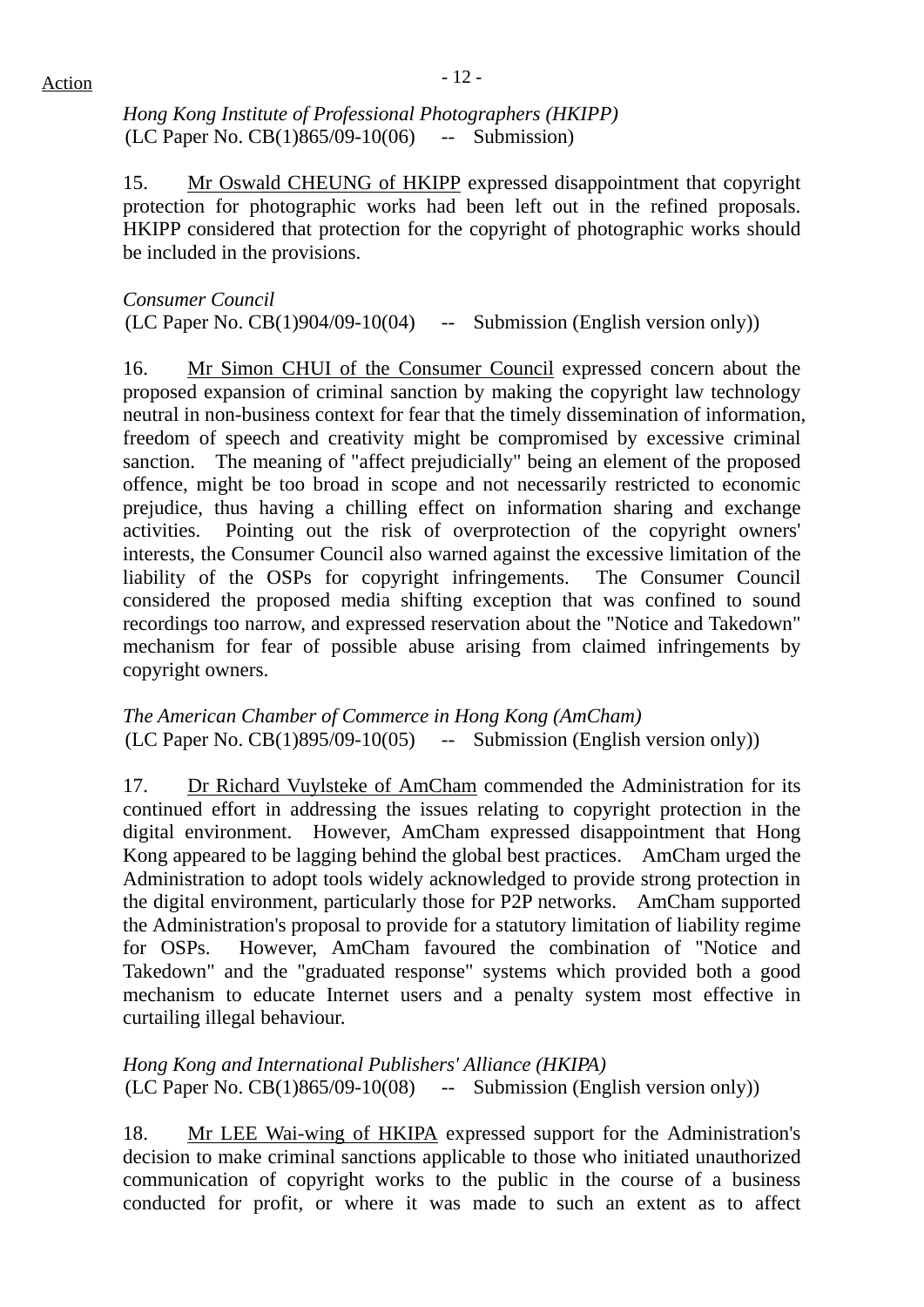Action

*Hong Kong Institute of Professional Photographers (HKIPP)*
(LC Paper No. CB(1)865/09-10(06) -- Submission)

15. Mr Oswald CHEUNG of HKIPP expressed disappointment that copyright protection for photographic works had been left out in the refined proposals. HKIPP considered that protection for the copyright of photographic works should be included in the provisions.

*Consumer Council*
(LC Paper No. CB(1)904/09-10(04) -- Submission (English version only))

16. Mr Simon CHUI of the Consumer Council expressed concern about the proposed expansion of criminal sanction by making the copyright law technology neutral in non-business context for fear that the timely dissemination of information, freedom of speech and creativity might be compromised by excessive criminal sanction. The meaning of "affect prejudicially" being an element of the proposed offence, might be too broad in scope and not necessarily restricted to economic prejudice, thus having a chilling effect on information sharing and exchange activities. Pointing out the risk of overprotection of the copyright owners' interests, the Consumer Council also warned against the excessive limitation of the liability of the OSPs for copyright infringements. The Consumer Council considered the proposed media shifting exception that was confined to sound recordings too narrow, and expressed reservation about the "Notice and Takedown" mechanism for fear of possible abuse arising from claimed infringements by copyright owners.

*The American Chamber of Commerce in Hong Kong (AmCham)*
(LC Paper No. CB(1)895/09-10(05) -- Submission (English version only))

17. Dr Richard Vuylsteke of AmCham commended the Administration for its continued effort in addressing the issues relating to copyright protection in the digital environment. However, AmCham expressed disappointment that Hong Kong appeared to be lagging behind the global best practices. AmCham urged the Administration to adopt tools widely acknowledged to provide strong protection in the digital environment, particularly those for P2P networks. AmCham supported the Administration's proposal to provide for a statutory limitation of liability regime for OSPs. However, AmCham favoured the combination of "Notice and Takedown" and the "graduated response" systems which provided both a good mechanism to educate Internet users and a penalty system most effective in curtailing illegal behaviour.

*Hong Kong and International Publishers' Alliance (HKIPA)*
(LC Paper No. CB(1)865/09-10(08) -- Submission (English version only))

18. Mr LEE Wai-wing of HKIPA expressed support for the Administration's decision to make criminal sanctions applicable to those who initiated unauthorized communication of copyright works to the public in the course of a business conducted for profit, or where it was made to such an extent as to affect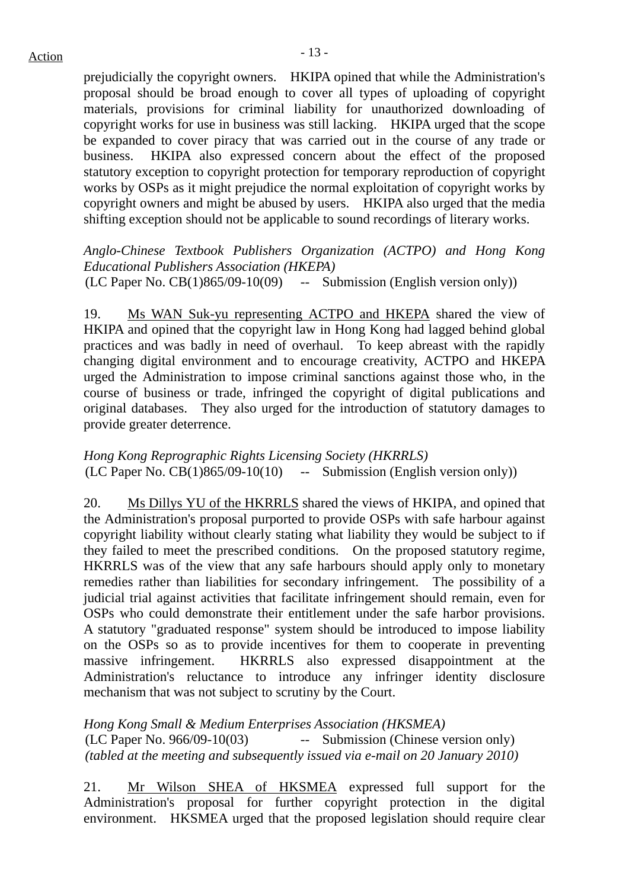prejudicially the copyright owners. HKIPA opined that while the Administration's proposal should be broad enough to cover all types of uploading of copyright materials, provisions for criminal liability for unauthorized downloading of copyright works for use in business was still lacking. HKIPA urged that the scope be expanded to cover piracy that was carried out in the course of any trade or business. HKIPA also expressed concern about the effect of the proposed statutory exception to copyright protection for temporary reproduction of copyright works by OSPs as it might prejudice the normal exploitation of copyright works by copyright owners and might be abused by users. HKIPA also urged that the media shifting exception should not be applicable to sound recordings of literary works.

*Anglo-Chinese Textbook Publishers Organization (ACTPO) and Hong Kong Educational Publishers Association (HKEPA)*
(LC Paper No. CB(1)865/09-10(09) -- Submission (English version only))

19. Ms WAN Suk-yu representing ACTPO and HKEPA shared the view of HKIPA and opined that the copyright law in Hong Kong had lagged behind global practices and was badly in need of overhaul. To keep abreast with the rapidly changing digital environment and to encourage creativity, ACTPO and HKEPA urged the Administration to impose criminal sanctions against those who, in the course of business or trade, infringed the copyright of digital publications and original databases. They also urged for the introduction of statutory damages to provide greater deterrence.

*Hong Kong Reprographic Rights Licensing Society (HKRRLS)*
(LC Paper No. CB(1)865/09-10(10) -- Submission (English version only))

20. Ms Dillys YU of the HKRRLS shared the views of HKIPA, and opined that the Administration's proposal purported to provide OSPs with safe harbour against copyright liability without clearly stating what liability they would be subject to if they failed to meet the prescribed conditions. On the proposed statutory regime, HKRRLS was of the view that any safe harbours should apply only to monetary remedies rather than liabilities for secondary infringement. The possibility of a judicial trial against activities that facilitate infringement should remain, even for OSPs who could demonstrate their entitlement under the safe harbor provisions. A statutory "graduated response" system should be introduced to impose liability on the OSPs so as to provide incentives for them to cooperate in preventing massive infringement. HKRRLS also expressed disappointment at the Administration's reluctance to introduce any infringer identity disclosure mechanism that was not subject to scrutiny by the Court.

*Hong Kong Small & Medium Enterprises Association (HKSMEA)*
(LC Paper No. 966/09-10(03) -- Submission (Chinese version only)
*(tabled at the meeting and subsequently issued via e-mail on 20 January 2010)*

21. Mr Wilson SHEA of HKSMEA expressed full support for the Administration's proposal for further copyright protection in the digital environment. HKSMEA urged that the proposed legislation should require clear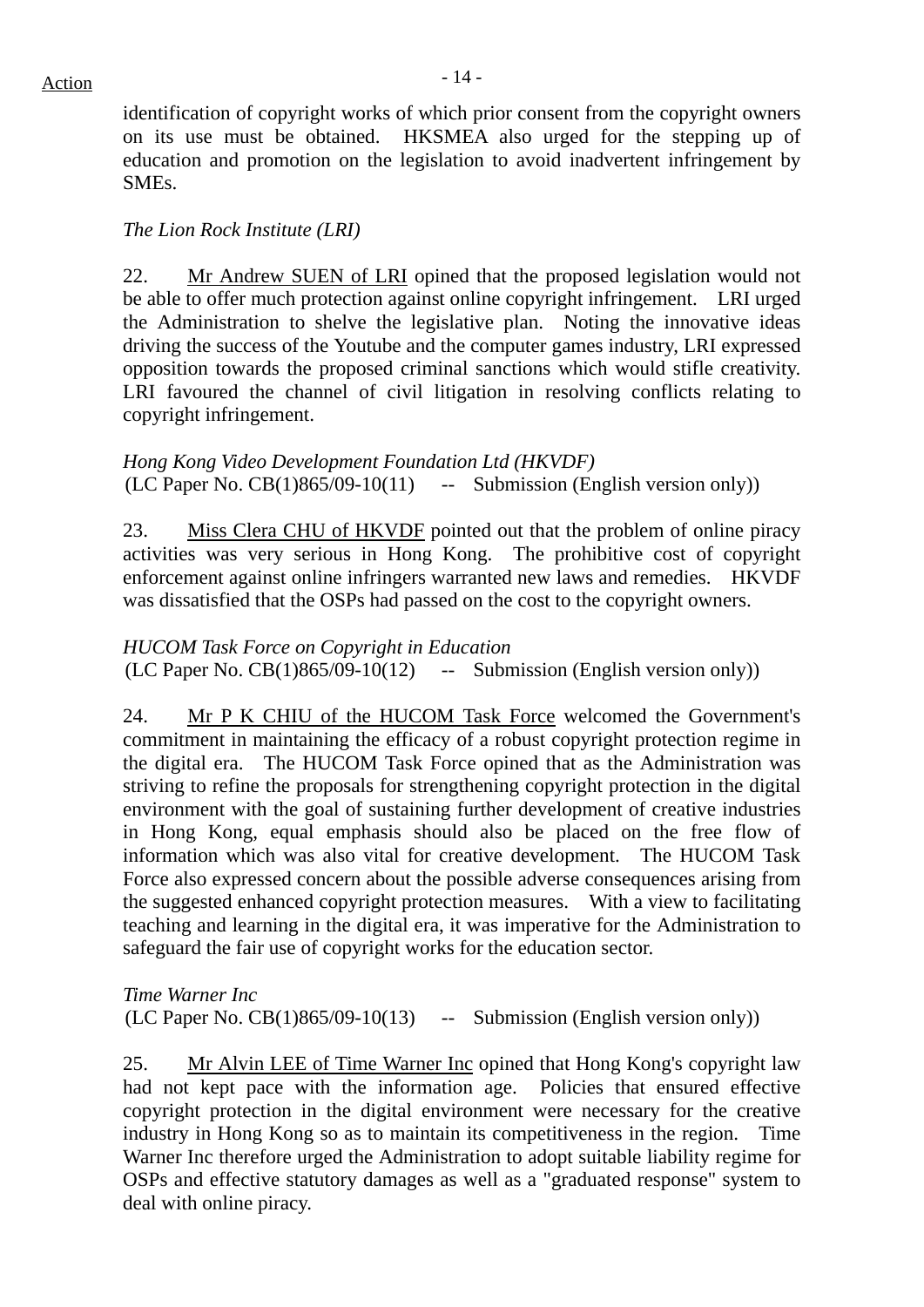identification of copyright works of which prior consent from the copyright owners on its use must be obtained. HKSMEA also urged for the stepping up of education and promotion on the legislation to avoid inadvertent infringement by SMEs.

*The Lion Rock Institute (LRI)*

22. Mr Andrew SUEN of LRI opined that the proposed legislation would not be able to offer much protection against online copyright infringement. LRI urged the Administration to shelve the legislative plan. Noting the innovative ideas driving the success of the Youtube and the computer games industry, LRI expressed opposition towards the proposed criminal sanctions which would stifle creativity. LRI favoured the channel of civil litigation in resolving conflicts relating to copyright infringement.

*Hong Kong Video Development Foundation Ltd (HKVDF)*
(LC Paper No. CB(1)865/09-10(11) -- Submission (English version only))

23. Miss Clera CHU of HKVDF pointed out that the problem of online piracy activities was very serious in Hong Kong. The prohibitive cost of copyright enforcement against online infringers warranted new laws and remedies. HKVDF was dissatisfied that the OSPs had passed on the cost to the copyright owners.

*HUCOM Task Force on Copyright in Education*
(LC Paper No. CB(1)865/09-10(12) -- Submission (English version only))

24. Mr P K CHIU of the HUCOM Task Force welcomed the Government's commitment in maintaining the efficacy of a robust copyright protection regime in the digital era. The HUCOM Task Force opined that as the Administration was striving to refine the proposals for strengthening copyright protection in the digital environment with the goal of sustaining further development of creative industries in Hong Kong, equal emphasis should also be placed on the free flow of information which was also vital for creative development. The HUCOM Task Force also expressed concern about the possible adverse consequences arising from the suggested enhanced copyright protection measures. With a view to facilitating teaching and learning in the digital era, it was imperative for the Administration to safeguard the fair use of copyright works for the education sector.

*Time Warner Inc*
(LC Paper No. CB(1)865/09-10(13) -- Submission (English version only))

25. Mr Alvin LEE of Time Warner Inc opined that Hong Kong's copyright law had not kept pace with the information age. Policies that ensured effective copyright protection in the digital environment were necessary for the creative industry in Hong Kong so as to maintain its competitiveness in the region. Time Warner Inc therefore urged the Administration to adopt suitable liability regime for OSPs and effective statutory damages as well as a "graduated response" system to deal with online piracy.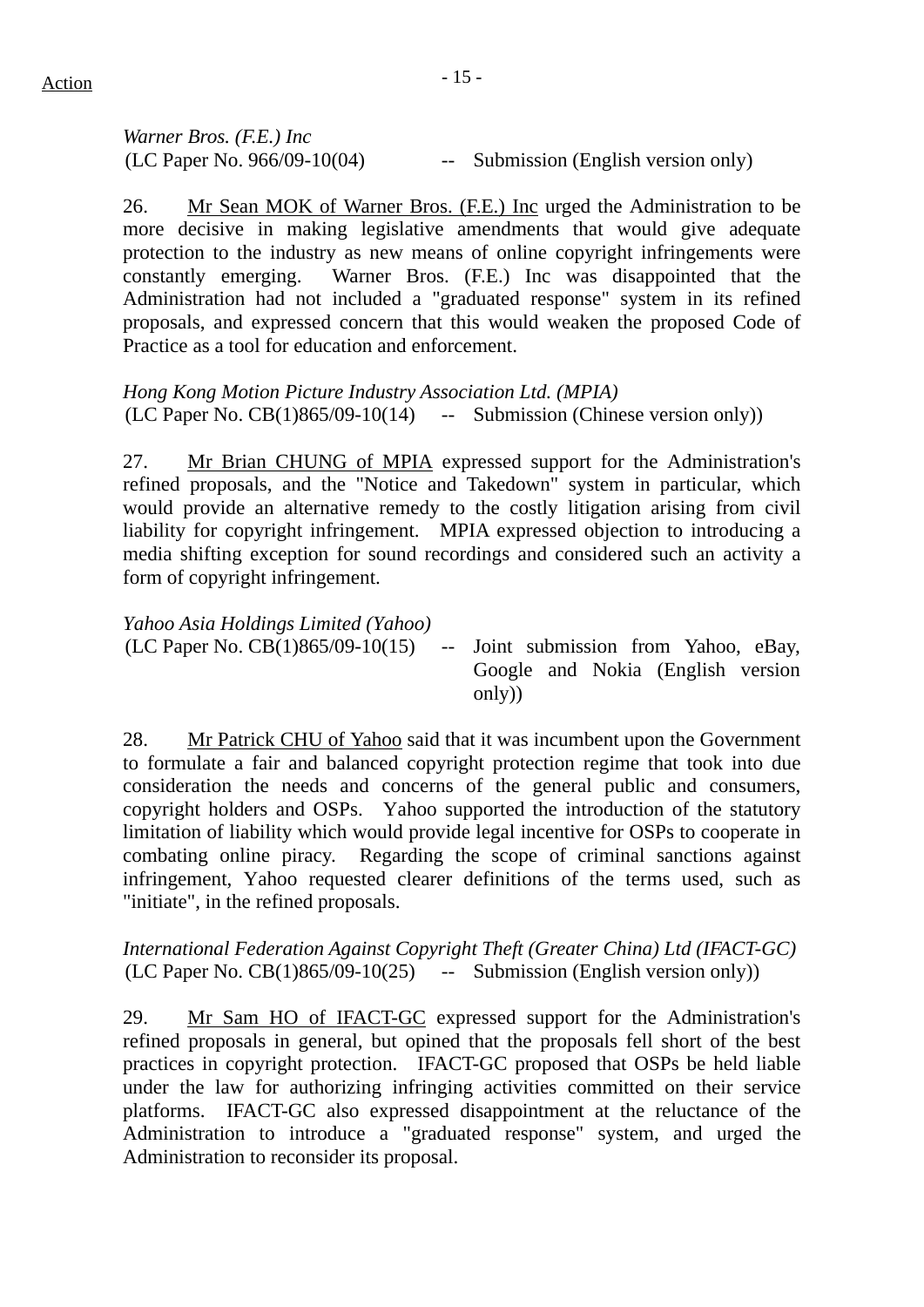Action

*Warner Bros. (F.E.) Inc*
(LC Paper No. 966/09-10(04) -- Submission (English version only)

26. Mr Sean MOK of Warner Bros. (F.E.) Inc urged the Administration to be more decisive in making legislative amendments that would give adequate protection to the industry as new means of online copyright infringements were constantly emerging. Warner Bros. (F.E.) Inc was disappointed that the Administration had not included a "graduated response" system in its refined proposals, and expressed concern that this would weaken the proposed Code of Practice as a tool for education and enforcement.

*Hong Kong Motion Picture Industry Association Ltd. (MPIA)*
(LC Paper No. CB(1)865/09-10(14) -- Submission (Chinese version only))

27. Mr Brian CHUNG of MPIA expressed support for the Administration's refined proposals, and the "Notice and Takedown" system in particular, which would provide an alternative remedy to the costly litigation arising from civil liability for copyright infringement. MPIA expressed objection to introducing a media shifting exception for sound recordings and considered such an activity a form of copyright infringement.

*Yahoo Asia Holdings Limited (Yahoo)*
(LC Paper No. CB(1)865/09-10(15) -- Joint submission from Yahoo, eBay, Google and Nokia (English version only))

28. Mr Patrick CHU of Yahoo said that it was incumbent upon the Government to formulate a fair and balanced copyright protection regime that took into due consideration the needs and concerns of the general public and consumers, copyright holders and OSPs. Yahoo supported the introduction of the statutory limitation of liability which would provide legal incentive for OSPs to cooperate in combating online piracy. Regarding the scope of criminal sanctions against infringement, Yahoo requested clearer definitions of the terms used, such as "initiate", in the refined proposals.

*International Federation Against Copyright Theft (Greater China) Ltd (IFACT-GC)*
(LC Paper No. CB(1)865/09-10(25) -- Submission (English version only))

29. Mr Sam HO of IFACT-GC expressed support for the Administration's refined proposals in general, but opined that the proposals fell short of the best practices in copyright protection. IFACT-GC proposed that OSPs be held liable under the law for authorizing infringing activities committed on their service platforms. IFACT-GC also expressed disappointment at the reluctance of the Administration to introduce a "graduated response" system, and urged the Administration to reconsider its proposal.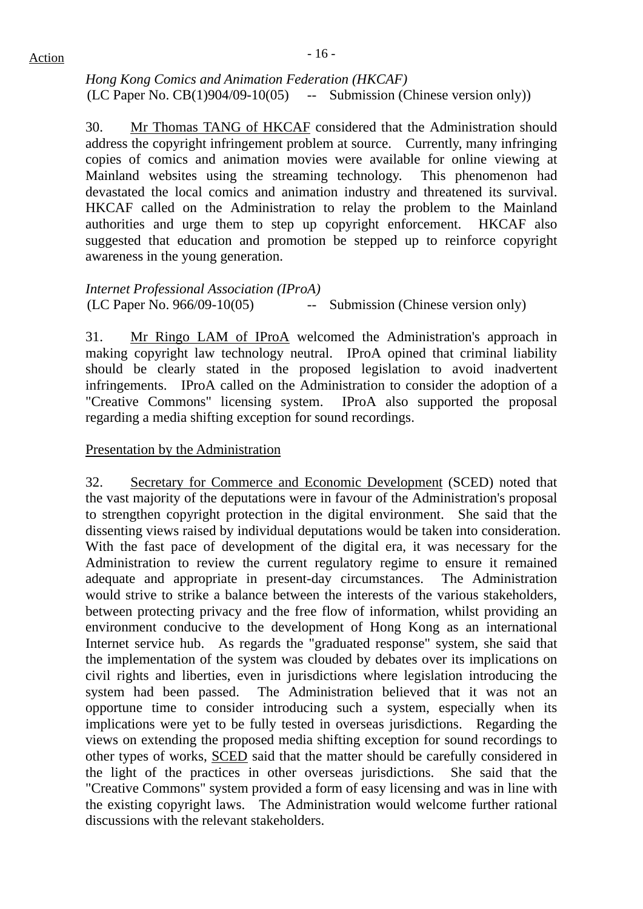*Hong Kong Comics and Animation Federation (HKCAF)*
(LC Paper No. CB(1)904/09-10(05) -- Submission (Chinese version only))

30. Mr Thomas TANG of HKCAF considered that the Administration should address the copyright infringement problem at source. Currently, many infringing copies of comics and animation movies were available for online viewing at Mainland websites using the streaming technology. This phenomenon had devastated the local comics and animation industry and threatened its survival. HKCAF called on the Administration to relay the problem to the Mainland authorities and urge them to step up copyright enforcement. HKCAF also suggested that education and promotion be stepped up to reinforce copyright awareness in the young generation.

*Internet Professional Association (IProA)*
(LC Paper No. 966/09-10(05) -- Submission (Chinese version only)

31. Mr Ringo LAM of IProA welcomed the Administration's approach in making copyright law technology neutral. IProA opined that criminal liability should be clearly stated in the proposed legislation to avoid inadvertent infringements. IProA called on the Administration to consider the adoption of a "Creative Commons" licensing system. IProA also supported the proposal regarding a media shifting exception for sound recordings.

Presentation by the Administration

32. Secretary for Commerce and Economic Development (SCED) noted that the vast majority of the deputations were in favour of the Administration's proposal to strengthen copyright protection in the digital environment. She said that the dissenting views raised by individual deputations would be taken into consideration. With the fast pace of development of the digital era, it was necessary for the Administration to review the current regulatory regime to ensure it remained adequate and appropriate in present-day circumstances. The Administration would strive to strike a balance between the interests of the various stakeholders, between protecting privacy and the free flow of information, whilst providing an environment conducive to the development of Hong Kong as an international Internet service hub. As regards the "graduated response" system, she said that the implementation of the system was clouded by debates over its implications on civil rights and liberties, even in jurisdictions where legislation introducing the system had been passed. The Administration believed that it was not an opportune time to consider introducing such a system, especially when its implications were yet to be fully tested in overseas jurisdictions. Regarding the views on extending the proposed media shifting exception for sound recordings to other types of works, SCED said that the matter should be carefully considered in the light of the practices in other overseas jurisdictions. She said that the "Creative Commons" system provided a form of easy licensing and was in line with the existing copyright laws. The Administration would welcome further rational discussions with the relevant stakeholders.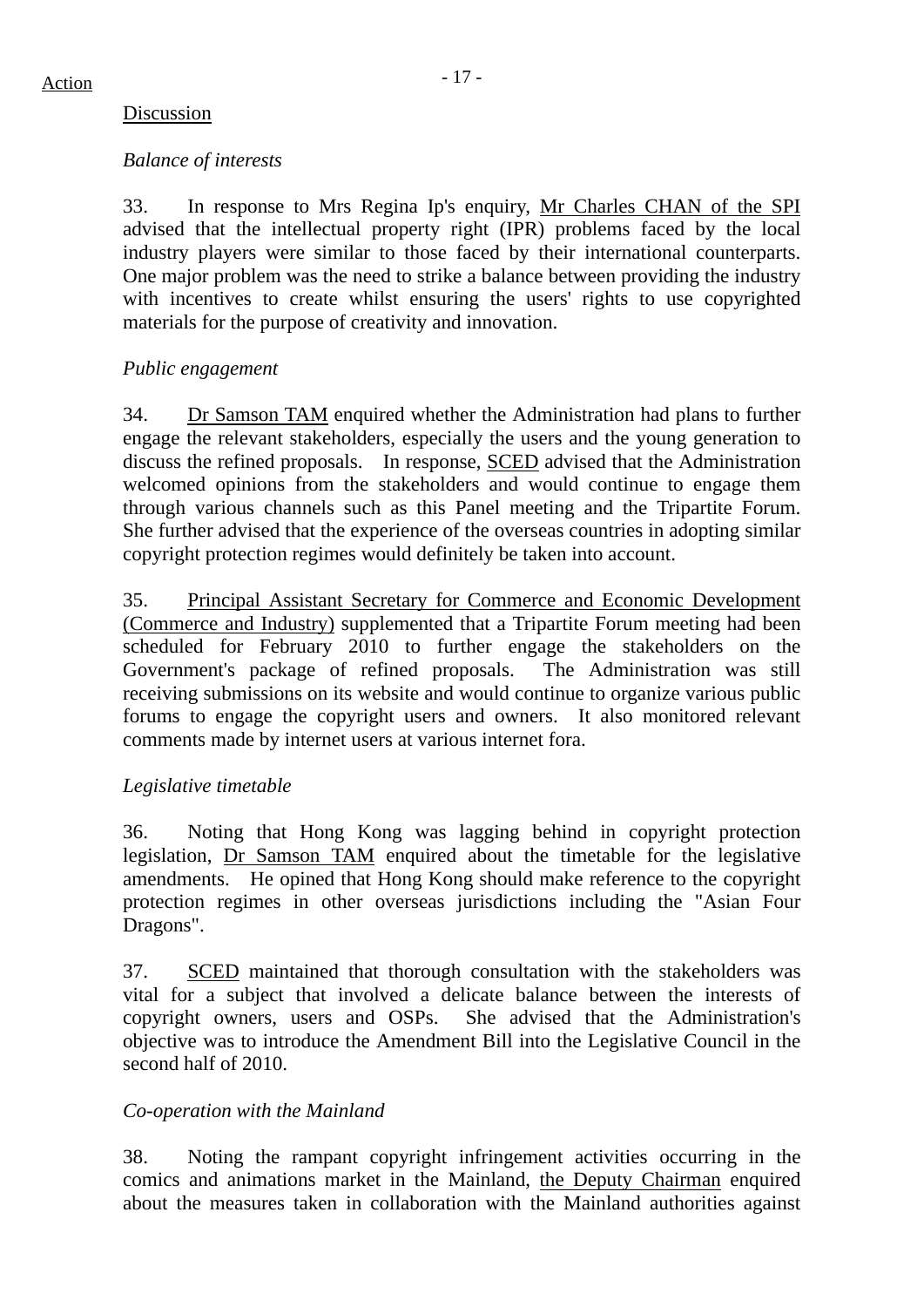Action

Discussion

*Balance of interests*

33. In response to Mrs Regina Ip's enquiry, Mr Charles CHAN of the SPI advised that the intellectual property right (IPR) problems faced by the local industry players were similar to those faced by their international counterparts. One major problem was the need to strike a balance between providing the industry with incentives to create whilst ensuring the users' rights to use copyrighted materials for the purpose of creativity and innovation.

*Public engagement*

34. Dr Samson TAM enquired whether the Administration had plans to further engage the relevant stakeholders, especially the users and the young generation to discuss the refined proposals. In response, SCED advised that the Administration welcomed opinions from the stakeholders and would continue to engage them through various channels such as this Panel meeting and the Tripartite Forum. She further advised that the experience of the overseas countries in adopting similar copyright protection regimes would definitely be taken into account.

35. Principal Assistant Secretary for Commerce and Economic Development (Commerce and Industry) supplemented that a Tripartite Forum meeting had been scheduled for February 2010 to further engage the stakeholders on the Government's package of refined proposals. The Administration was still receiving submissions on its website and would continue to organize various public forums to engage the copyright users and owners. It also monitored relevant comments made by internet users at various internet fora.

*Legislative timetable*

36. Noting that Hong Kong was lagging behind in copyright protection legislation, Dr Samson TAM enquired about the timetable for the legislative amendments. He opined that Hong Kong should make reference to the copyright protection regimes in other overseas jurisdictions including the "Asian Four Dragons".

37. SCED maintained that thorough consultation with the stakeholders was vital for a subject that involved a delicate balance between the interests of copyright owners, users and OSPs. She advised that the Administration's objective was to introduce the Amendment Bill into the Legislative Council in the second half of 2010.

*Co-operation with the Mainland*

38. Noting the rampant copyright infringement activities occurring in the comics and animations market in the Mainland, the Deputy Chairman enquired about the measures taken in collaboration with the Mainland authorities against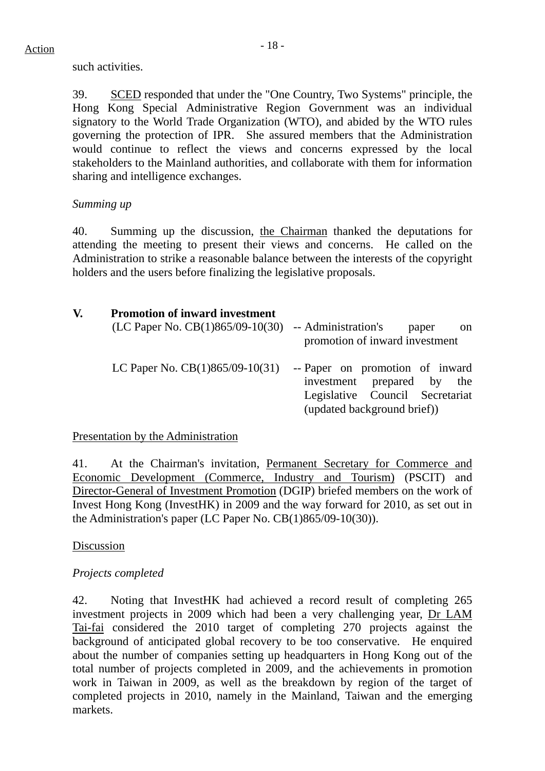Action

such activities.

39. SCED responded that under the "One Country, Two Systems" principle, the Hong Kong Special Administrative Region Government was an individual signatory to the World Trade Organization (WTO), and abided by the WTO rules governing the protection of IPR. She assured members that the Administration would continue to reflect the views and concerns expressed by the local stakeholders to the Mainland authorities, and collaborate with them for information sharing and intelligence exchanges.

*Summing up*

40. Summing up the discussion, the Chairman thanked the deputations for attending the meeting to present their views and concerns. He called on the Administration to strike a reasonable balance between the interests of the copyright holders and the users before finalizing the legislative proposals.

## V. Promotion of inward investment

(LC Paper No. CB(1)865/09-10(30) -- Administration's paper on promotion of inward investment

LC Paper No. CB(1)865/09-10(31) -- Paper on promotion of inward investment prepared by the Legislative Council Secretariat (updated background brief))

Presentation by the Administration

41. At the Chairman's invitation, Permanent Secretary for Commerce and Economic Development (Commerce, Industry and Tourism) (PSCIT) and Director-General of Investment Promotion (DGIP) briefed members on the work of Invest Hong Kong (InvestHK) in 2009 and the way forward for 2010, as set out in the Administration's paper (LC Paper No. CB(1)865/09-10(30)).

Discussion

*Projects completed*

42. Noting that InvestHK had achieved a record result of completing 265 investment projects in 2009 which had been a very challenging year, Dr LAM Tai-fai considered the 2010 target of completing 270 projects against the background of anticipated global recovery to be too conservative. He enquired about the number of companies setting up headquarters in Hong Kong out of the total number of projects completed in 2009, and the achievements in promotion work in Taiwan in 2009, as well as the breakdown by region of the target of completed projects in 2010, namely in the Mainland, Taiwan and the emerging markets.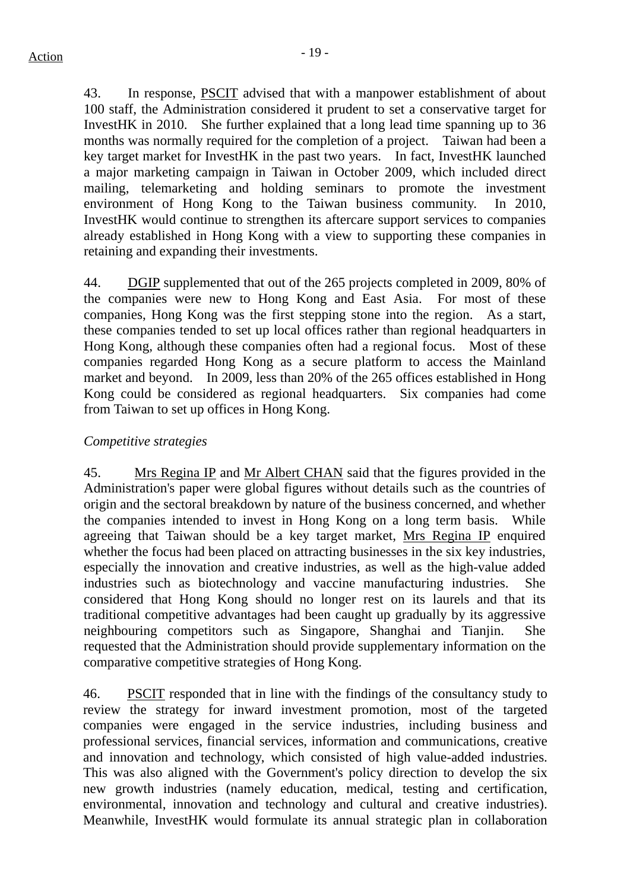43. In response, PSCIT advised that with a manpower establishment of about 100 staff, the Administration considered it prudent to set a conservative target for InvestHK in 2010. She further explained that a long lead time spanning up to 36 months was normally required for the completion of a project. Taiwan had been a key target market for InvestHK in the past two years. In fact, InvestHK launched a major marketing campaign in Taiwan in October 2009, which included direct mailing, telemarketing and holding seminars to promote the investment environment of Hong Kong to the Taiwan business community. In 2010, InvestHK would continue to strengthen its aftercare support services to companies already established in Hong Kong with a view to supporting these companies in retaining and expanding their investments.

44. DGIP supplemented that out of the 265 projects completed in 2009, 80% of the companies were new to Hong Kong and East Asia. For most of these companies, Hong Kong was the first stepping stone into the region. As a start, these companies tended to set up local offices rather than regional headquarters in Hong Kong, although these companies often had a regional focus. Most of these companies regarded Hong Kong as a secure platform to access the Mainland market and beyond. In 2009, less than 20% of the 265 offices established in Hong Kong could be considered as regional headquarters. Six companies had come from Taiwan to set up offices in Hong Kong.

*Competitive strategies*

45. Mrs Regina IP and Mr Albert CHAN said that the figures provided in the Administration's paper were global figures without details such as the countries of origin and the sectoral breakdown by nature of the business concerned, and whether the companies intended to invest in Hong Kong on a long term basis. While agreeing that Taiwan should be a key target market, Mrs Regina IP enquired whether the focus had been placed on attracting businesses in the six key industries, especially the innovation and creative industries, as well as the high-value added industries such as biotechnology and vaccine manufacturing industries. She considered that Hong Kong should no longer rest on its laurels and that its traditional competitive advantages had been caught up gradually by its aggressive neighbouring competitors such as Singapore, Shanghai and Tianjin. She requested that the Administration should provide supplementary information on the comparative competitive strategies of Hong Kong.

46. PSCIT responded that in line with the findings of the consultancy study to review the strategy for inward investment promotion, most of the targeted companies were engaged in the service industries, including business and professional services, financial services, information and communications, creative and innovation and technology, which consisted of high value-added industries. This was also aligned with the Government's policy direction to develop the six new growth industries (namely education, medical, testing and certification, environmental, innovation and technology and cultural and creative industries). Meanwhile, InvestHK would formulate its annual strategic plan in collaboration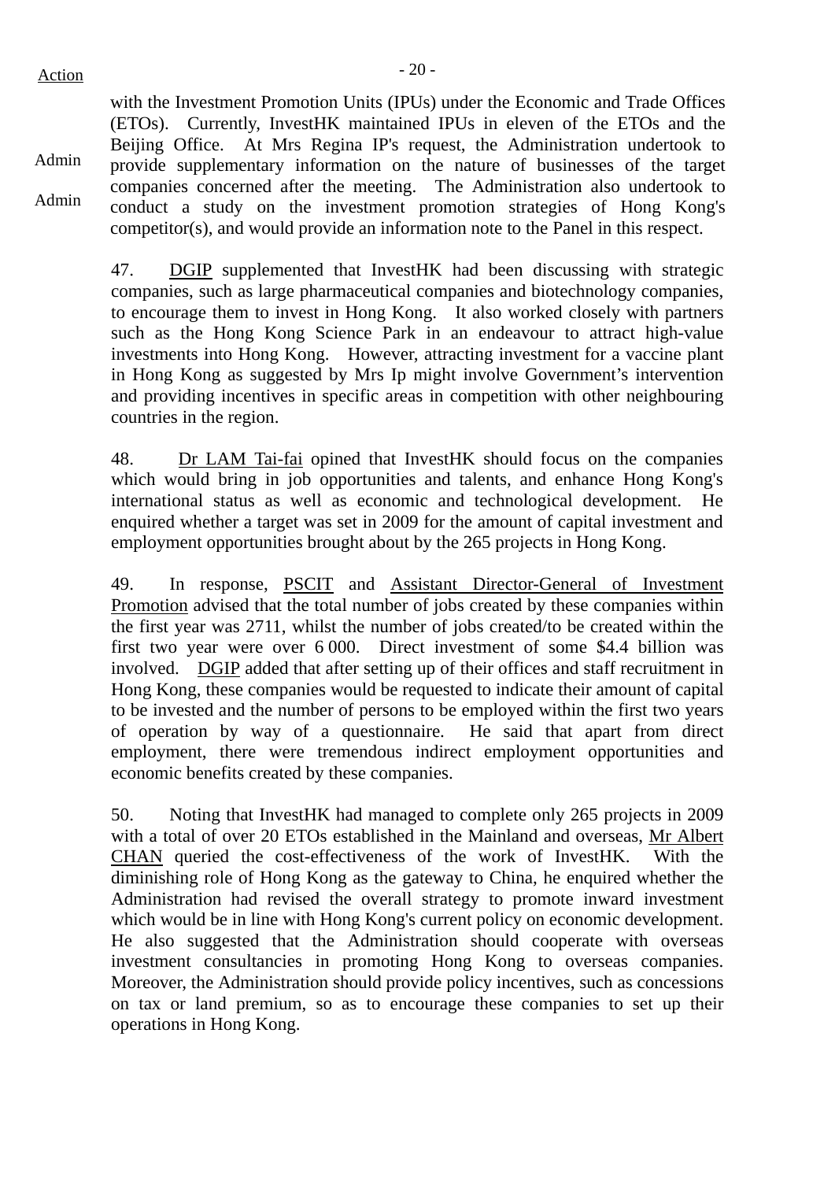Action

with the Investment Promotion Units (IPUs) under the Economic and Trade Offices (ETOs). Currently, InvestHK maintained IPUs in eleven of the ETOs and the Beijing Office. At Mrs Regina IP's request, the Administration undertook to provide supplementary information on the nature of businesses of the target companies concerned after the meeting. The Administration also undertook to conduct a study on the investment promotion strategies of Hong Kong's competitor(s), and would provide an information note to the Panel in this respect.

Admin

Admin

47. DGIP supplemented that InvestHK had been discussing with strategic companies, such as large pharmaceutical companies and biotechnology companies, to encourage them to invest in Hong Kong. It also worked closely with partners such as the Hong Kong Science Park in an endeavour to attract high-value investments into Hong Kong. However, attracting investment for a vaccine plant in Hong Kong as suggested by Mrs Ip might involve Government's intervention and providing incentives in specific areas in competition with other neighbouring countries in the region.

48. Dr LAM Tai-fai opined that InvestHK should focus on the companies which would bring in job opportunities and talents, and enhance Hong Kong's international status as well as economic and technological development. He enquired whether a target was set in 2009 for the amount of capital investment and employment opportunities brought about by the 265 projects in Hong Kong.

49. In response, PSCIT and Assistant Director-General of Investment Promotion advised that the total number of jobs created by these companies within the first year was 2711, whilst the number of jobs created/to be created within the first two year were over 6 000. Direct investment of some $4.4 billion was involved. DGIP added that after setting up of their offices and staff recruitment in Hong Kong, these companies would be requested to indicate their amount of capital to be invested and the number of persons to be employed within the first two years of operation by way of a questionnaire. He said that apart from direct employment, there were tremendous indirect employment opportunities and economic benefits created by these companies.

50. Noting that InvestHK had managed to complete only 265 projects in 2009 with a total of over 20 ETOs established in the Mainland and overseas, Mr Albert CHAN queried the cost-effectiveness of the work of InvestHK. With the diminishing role of Hong Kong as the gateway to China, he enquired whether the Administration had revised the overall strategy to promote inward investment which would be in line with Hong Kong's current policy on economic development. He also suggested that the Administration should cooperate with overseas investment consultancies in promoting Hong Kong to overseas companies. Moreover, the Administration should provide policy incentives, such as concessions on tax or land premium, so as to encourage these companies to set up their operations in Hong Kong.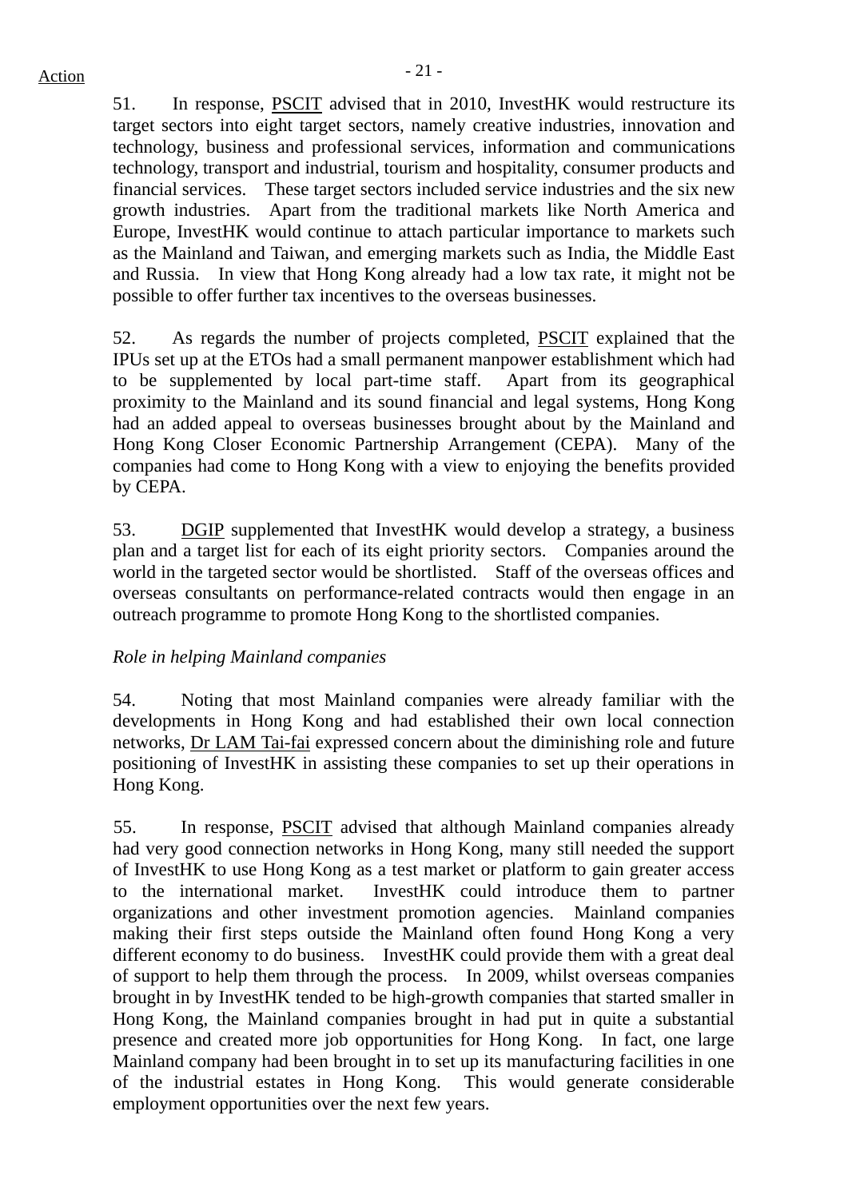51. In response, PSCIT advised that in 2010, InvestHK would restructure its target sectors into eight target sectors, namely creative industries, innovation and technology, business and professional services, information and communications technology, transport and industrial, tourism and hospitality, consumer products and financial services. These target sectors included service industries and the six new growth industries. Apart from the traditional markets like North America and Europe, InvestHK would continue to attach particular importance to markets such as the Mainland and Taiwan, and emerging markets such as India, the Middle East and Russia. In view that Hong Kong already had a low tax rate, it might not be possible to offer further tax incentives to the overseas businesses.

52. As regards the number of projects completed, PSCIT explained that the IPUs set up at the ETOs had a small permanent manpower establishment which had to be supplemented by local part-time staff. Apart from its geographical proximity to the Mainland and its sound financial and legal systems, Hong Kong had an added appeal to overseas businesses brought about by the Mainland and Hong Kong Closer Economic Partnership Arrangement (CEPA). Many of the companies had come to Hong Kong with a view to enjoying the benefits provided by CEPA.

53. DGIP supplemented that InvestHK would develop a strategy, a business plan and a target list for each of its eight priority sectors. Companies around the world in the targeted sector would be shortlisted. Staff of the overseas offices and overseas consultants on performance-related contracts would then engage in an outreach programme to promote Hong Kong to the shortlisted companies.

*Role in helping Mainland companies*

54. Noting that most Mainland companies were already familiar with the developments in Hong Kong and had established their own local connection networks, Dr LAM Tai-fai expressed concern about the diminishing role and future positioning of InvestHK in assisting these companies to set up their operations in Hong Kong.

55. In response, PSCIT advised that although Mainland companies already had very good connection networks in Hong Kong, many still needed the support of InvestHK to use Hong Kong as a test market or platform to gain greater access to the international market. InvestHK could introduce them to partner organizations and other investment promotion agencies. Mainland companies making their first steps outside the Mainland often found Hong Kong a very different economy to do business. InvestHK could provide them with a great deal of support to help them through the process. In 2009, whilst overseas companies brought in by InvestHK tended to be high-growth companies that started smaller in Hong Kong, the Mainland companies brought in had put in quite a substantial presence and created more job opportunities for Hong Kong. In fact, one large Mainland company had been brought in to set up its manufacturing facilities in one of the industrial estates in Hong Kong. This would generate considerable employment opportunities over the next few years.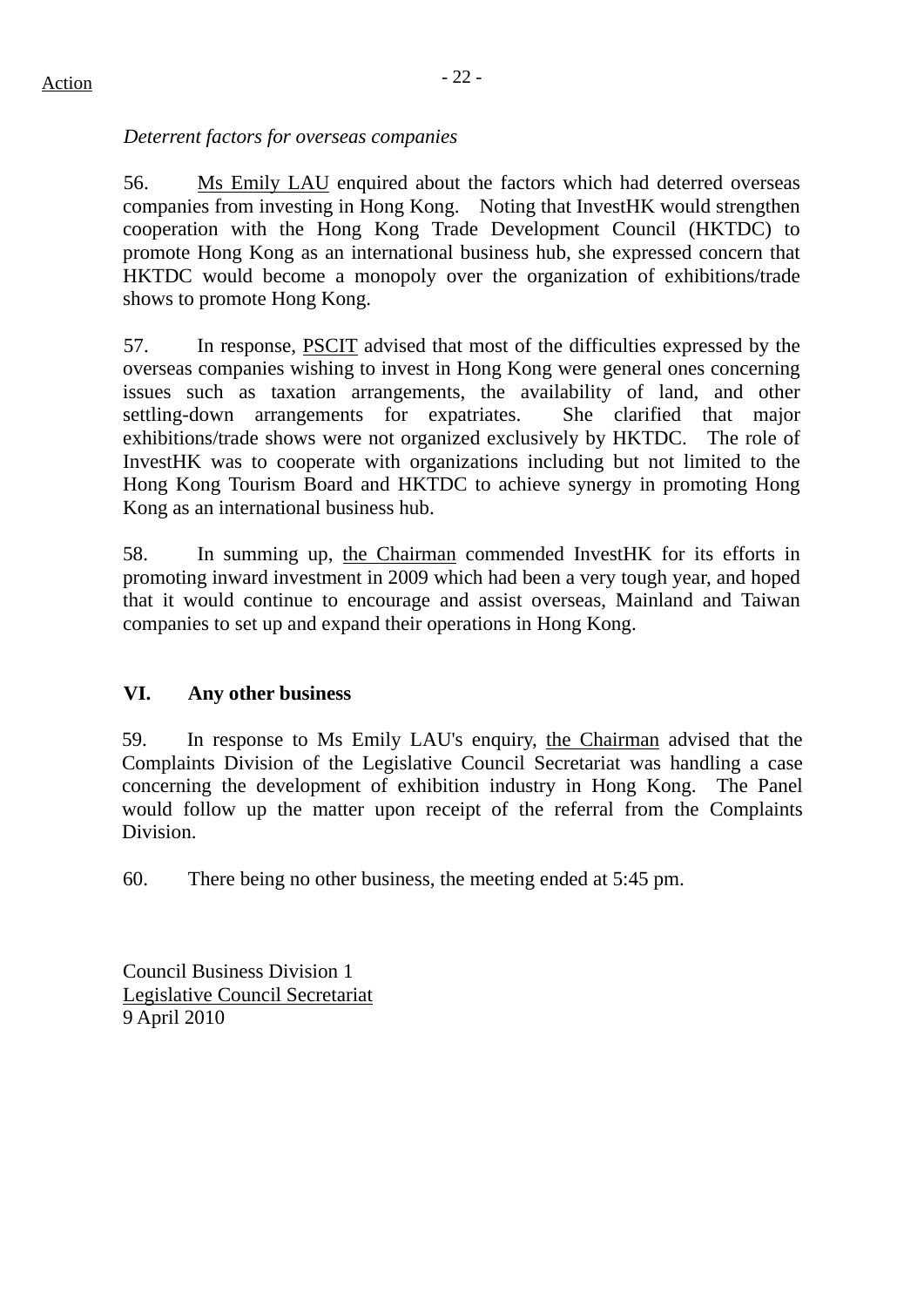Action

*Deterrent factors for overseas companies*

56. Ms Emily LAU enquired about the factors which had deterred overseas companies from investing in Hong Kong. Noting that InvestHK would strengthen cooperation with the Hong Kong Trade Development Council (HKTDC) to promote Hong Kong as an international business hub, she expressed concern that HKTDC would become a monopoly over the organization of exhibitions/trade shows to promote Hong Kong.

57. In response, PSCIT advised that most of the difficulties expressed by the overseas companies wishing to invest in Hong Kong were general ones concerning issues such as taxation arrangements, the availability of land, and other settling-down arrangements for expatriates. She clarified that major exhibitions/trade shows were not organized exclusively by HKTDC. The role of InvestHK was to cooperate with organizations including but not limited to the Hong Kong Tourism Board and HKTDC to achieve synergy in promoting Hong Kong as an international business hub.

58. In summing up, the Chairman commended InvestHK for its efforts in promoting inward investment in 2009 which had been a very tough year, and hoped that it would continue to encourage and assist overseas, Mainland and Taiwan companies to set up and expand their operations in Hong Kong.

## VI. Any other business

59. In response to Ms Emily LAU's enquiry, the Chairman advised that the Complaints Division of the Legislative Council Secretariat was handling a case concerning the development of exhibition industry in Hong Kong. The Panel would follow up the matter upon receipt of the referral from the Complaints Division.

60. There being no other business, the meeting ended at 5:45 pm.

Council Business Division 1
Legislative Council Secretariat
9 April 2010